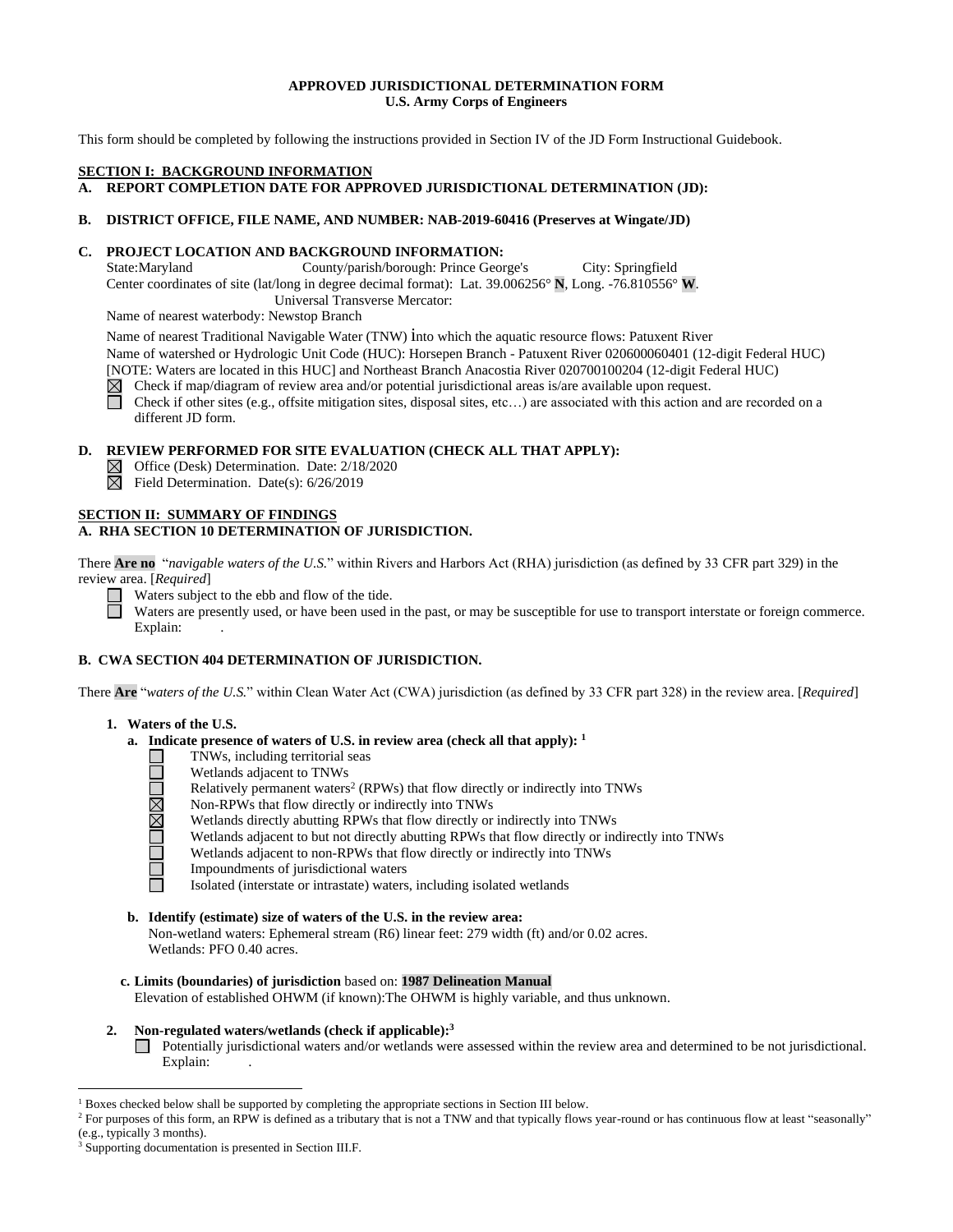**APPROVED JURISDICTIONAL DETERMINATION FORM**
**U.S. Army Corps of Engineers**

This form should be completed by following the instructions provided in Section IV of the JD Form Instructional Guidebook.

## SECTION I: BACKGROUND INFORMATION

**A. REPORT COMPLETION DATE FOR APPROVED JURISDICTIONAL DETERMINATION (JD):**

**B. DISTRICT OFFICE, FILE NAME, AND NUMBER: NAB-2019-60416 (Preserves at Wingate/JD)**

**C. PROJECT LOCATION AND BACKGROUND INFORMATION:**

State:Maryland County/parish/borough: Prince George's City: Springfield
Center coordinates of site (lat/long in degree decimal format): Lat. 39.006256° **N**, Long. -76.810556° **W**.
Universal Transverse Mercator:
Name of nearest waterbody: Newstop Branch

Name of nearest Traditional Navigable Water (TNW) into which the aquatic resource flows: Patuxent River
Name of watershed or Hydrologic Unit Code (HUC): Horsepen Branch - Patuxent River 020600060401 (12-digit Federal HUC) [NOTE: Waters are located in this HUC] and Northeast Branch Anacostia River 020700100204 (12-digit Federal HUC)

- ☒ Check if map/diagram of review area and/or potential jurisdictional areas is/are available upon request.
- ☐ Check if other sites (e.g., offsite mitigation sites, disposal sites, etc…) are associated with this action and are recorded on a different JD form.

**D. REVIEW PERFORMED FOR SITE EVALUATION (CHECK ALL THAT APPLY):**

- ☒ Office (Desk) Determination. Date: 2/18/2020
- ☒ Field Determination. Date(s): 6/26/2019

## SECTION II: SUMMARY OF FINDINGS

**A. RHA SECTION 10 DETERMINATION OF JURISDICTION.**

There **Are no** "*navigable waters of the U.S.*" within Rivers and Harbors Act (RHA) jurisdiction (as defined by 33 CFR part 329) in the review area. [*Required*]

- ☐ Waters subject to the ebb and flow of the tide.
- ☐ Waters are presently used, or have been used in the past, or may be susceptible for use to transport interstate or foreign commerce. Explain: .

**B. CWA SECTION 404 DETERMINATION OF JURISDICTION.**

There **Are** "*waters of the U.S.*" within Clean Water Act (CWA) jurisdiction (as defined by 33 CFR part 328) in the review area. [*Required*]

**1. Waters of the U.S.**

**a. Indicate presence of waters of U.S. in review area (check all that apply):** [1]

- ☐ TNWs, including territorial seas
- ☐ Wetlands adjacent to TNWs
- ☐ Relatively permanent waters[2] (RPWs) that flow directly or indirectly into TNWs
- ☒ Non-RPWs that flow directly or indirectly into TNWs
- ☒ Wetlands directly abutting RPWs that flow directly or indirectly into TNWs
- ☐ Wetlands adjacent to but not directly abutting RPWs that flow directly or indirectly into TNWs
- ☐ Wetlands adjacent to non-RPWs that flow directly or indirectly into TNWs
- ☐ Impoundments of jurisdictional waters
- ☐ Isolated (interstate or intrastate) waters, including isolated wetlands

**b. Identify (estimate) size of waters of the U.S. in the review area:**
Non-wetland waters: Ephemeral stream (R6) linear feet: 279 width (ft) and/or 0.02 acres.
Wetlands: PFO 0.40 acres.

**c. Limits (boundaries) of jurisdiction** based on: **1987 Delineation Manual**
Elevation of established OHWM (if known):The OHWM is highly variable, and thus unknown.

**2. Non-regulated waters/wetlands (check if applicable):**[3]

- ☐ Potentially jurisdictional waters and/or wetlands were assessed within the review area and determined to be not jurisdictional. Explain: .

---

[1] Boxes checked below shall be supported by completing the appropriate sections in Section III below.
[2] For purposes of this form, an RPW is defined as a tributary that is not a TNW and that typically flows year-round or has continuous flow at least "seasonally" (e.g., typically 3 months).
[3] Supporting documentation is presented in Section III.F.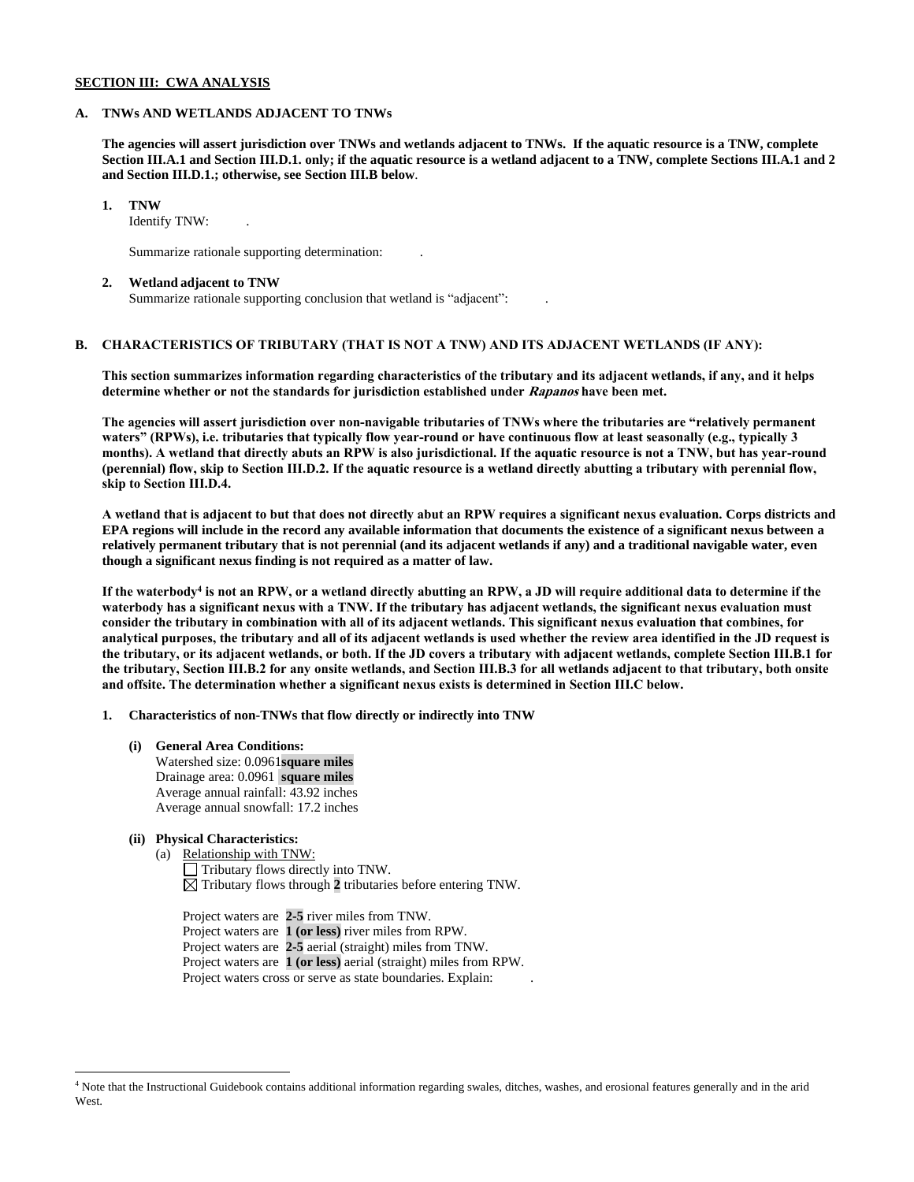**SECTION III: CWA ANALYSIS**

**A. TNWs AND WETLANDS ADJACENT TO TNWs**

**The agencies will assert jurisdiction over TNWs and wetlands adjacent to TNWs. If the aquatic resource is a TNW, complete Section III.A.1 and Section III.D.1. only; if the aquatic resource is a wetland adjacent to a TNW, complete Sections III.A.1 and 2 and Section III.D.1.; otherwise, see Section III.B below**.

**1. TNW**

Identify TNW: .

Summarize rationale supporting determination: .

**2. Wetland adjacent to TNW**

Summarize rationale supporting conclusion that wetland is "adjacent": .

**B. CHARACTERISTICS OF TRIBUTARY (THAT IS NOT A TNW) AND ITS ADJACENT WETLANDS (IF ANY):**

**This section summarizes information regarding characteristics of the tributary and its adjacent wetlands, if any, and it helps determine whether or not the standards for jurisdiction established under *Rapanos* have been met.**

**The agencies will assert jurisdiction over non-navigable tributaries of TNWs where the tributaries are "relatively permanent waters" (RPWs), i.e. tributaries that typically flow year-round or have continuous flow at least seasonally (e.g., typically 3 months). A wetland that directly abuts an RPW is also jurisdictional. If the aquatic resource is not a TNW, but has year-round (perennial) flow, skip to Section III.D.2. If the aquatic resource is a wetland directly abutting a tributary with perennial flow, skip to Section III.D.4.**

**A wetland that is adjacent to but that does not directly abut an RPW requires a significant nexus evaluation. Corps districts and EPA regions will include in the record any available information that documents the existence of a significant nexus between a relatively permanent tributary that is not perennial (and its adjacent wetlands if any) and a traditional navigable water, even though a significant nexus finding is not required as a matter of law.**

**If the waterbody[4] is not an RPW, or a wetland directly abutting an RPW, a JD will require additional data to determine if the waterbody has a significant nexus with a TNW. If the tributary has adjacent wetlands, the significant nexus evaluation must consider the tributary in combination with all of its adjacent wetlands. This significant nexus evaluation that combines, for analytical purposes, the tributary and all of its adjacent wetlands is used whether the review area identified in the JD request is the tributary, or its adjacent wetlands, or both. If the JD covers a tributary with adjacent wetlands, complete Section III.B.1 for the tributary, Section III.B.2 for any onsite wetlands, and Section III.B.3 for all wetlands adjacent to that tributary, both onsite and offsite. The determination whether a significant nexus exists is determined in Section III.C below.**

**1. Characteristics of non-TNWs that flow directly or indirectly into TNW**

**(i) General Area Conditions:**

Watershed size: 0.0961**square miles**
Drainage area: 0.0961 **square miles**
Average annual rainfall: 43.92 inches
Average annual snowfall: 17.2 inches

**(ii) Physical Characteristics:**

(a) Relationship with TNW:

☐ Tributary flows directly into TNW.
☒ Tributary flows through **2** tributaries before entering TNW.

Project waters are **2-5** river miles from TNW.
Project waters are **1 (or less)** river miles from RPW.
Project waters are **2-5** aerial (straight) miles from TNW.
Project waters are **1 (or less)** aerial (straight) miles from RPW.
Project waters cross or serve as state boundaries. Explain: .

---

[4] Note that the Instructional Guidebook contains additional information regarding swales, ditches, washes, and erosional features generally and in the arid West.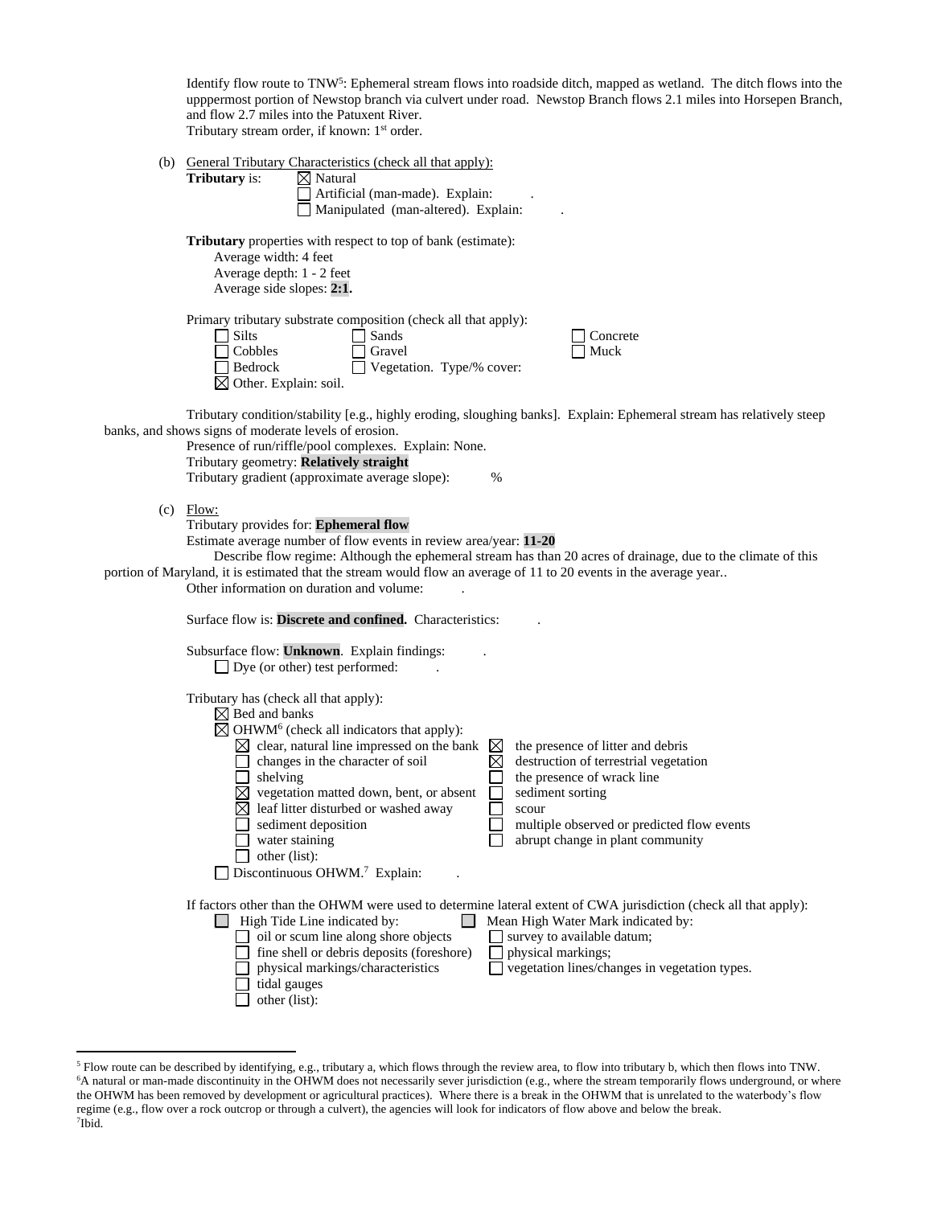Identify flow route to TNW[5]: Ephemeral stream flows into roadside ditch, mapped as wetland. The ditch flows into the upppermost portion of Newstop branch via culvert under road. Newstop Branch flows 2.1 miles into Horsepen Branch, and flow 2.7 miles into the Patuxent River.
Tributary stream order, if known: 1st order.

(b) General Tributary Characteristics (check all that apply):

**Tributary** is:
- ☒ Natural
- ☐ Artificial (man-made). Explain: .
- ☐ Manipulated (man-altered). Explain: .

**Tributary** properties with respect to top of bank (estimate):
Average width: 4 feet
Average depth: 1 - 2 feet
Average side slopes: **2:1.**

Primary tributary substrate composition (check all that apply):

| | | |
|---|---|---|
| ☐ Silts | ☐ Sands | ☐ Concrete |
| ☐ Cobbles | ☐ Gravel | ☐ Muck |
| ☐ Bedrock | ☐ Vegetation. Type/% cover: | |
| ☒ Other. Explain: soil. | | |

Tributary condition/stability [e.g., highly eroding, sloughing banks]. Explain: Ephemeral stream has relatively steep banks, and shows signs of moderate levels of erosion.
Presence of run/riffle/pool complexes. Explain: None.
Tributary geometry: **Relatively straight**
Tributary gradient (approximate average slope): %

(c) Flow:

Tributary provides for: **Ephemeral flow**
Estimate average number of flow events in review area/year: **11-20**
Describe flow regime: Although the ephemeral stream has than 20 acres of drainage, due to the climate of this portion of Maryland, it is estimated that the stream would flow an average of 11 to 20 events in the average year..
Other information on duration and volume: .

Surface flow is: **Discrete and confined.** Characteristics: .

Subsurface flow: **Unknown**. Explain findings: .
☐ Dye (or other) test performed: .

Tributary has (check all that apply):
- ☒ Bed and banks
- ☒ OHWM[6] (check all indicators that apply):

| | |
|---|---|
| ☒ clear, natural line impressed on the bank | ☒ the presence of litter and debris |
| ☐ changes in the character of soil | ☒ destruction of terrestrial vegetation |
| ☐ shelving | ☐ the presence of wrack line |
| ☒ vegetation matted down, bent, or absent | ☐ sediment sorting |
| ☒ leaf litter disturbed or washed away | ☐ scour |
| ☐ sediment deposition | ☐ multiple observed or predicted flow events |
| ☐ water staining | ☐ abrupt change in plant community |
| ☐ other (list): | |

- ☐ Discontinuous OHWM.[7] Explain: .

If factors other than the OHWM were used to determine lateral extent of CWA jurisdiction (check all that apply):

| | |
|---|---|
| ☐ High Tide Line indicated by: | ☐ Mean High Water Mark indicated by: |
| ☐ oil or scum line along shore objects | ☐ survey to available datum; |
| ☐ fine shell or debris deposits (foreshore) | ☐ physical markings; |
| ☐ physical markings/characteristics | ☐ vegetation lines/changes in vegetation types. |
| ☐ tidal gauges | |
| ☐ other (list): | |

[5] Flow route can be described by identifying, e.g., tributary a, which flows through the review area, to flow into tributary b, which then flows into TNW.
[6] A natural or man-made discontinuity in the OHWM does not necessarily sever jurisdiction (e.g., where the stream temporarily flows underground, or where the OHWM has been removed by development or agricultural practices). Where there is a break in the OHWM that is unrelated to the waterbody's flow regime (e.g., flow over a rock outcrop or through a culvert), the agencies will look for indicators of flow above and below the break.
[7] Ibid.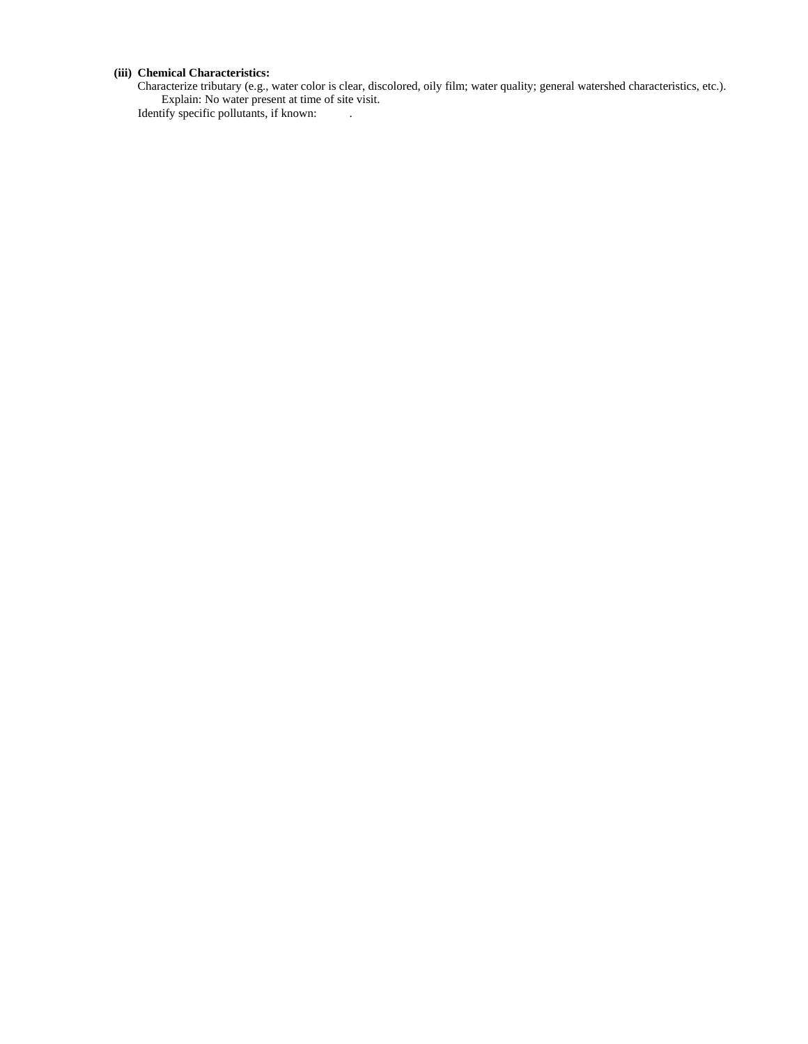**(iii) Chemical Characteristics:**

Characterize tributary (e.g., water color is clear, discolored, oily film; water quality; general watershed characteristics, etc.).

Explain: No water present at time of site visit.

Identify specific pollutants, if known: .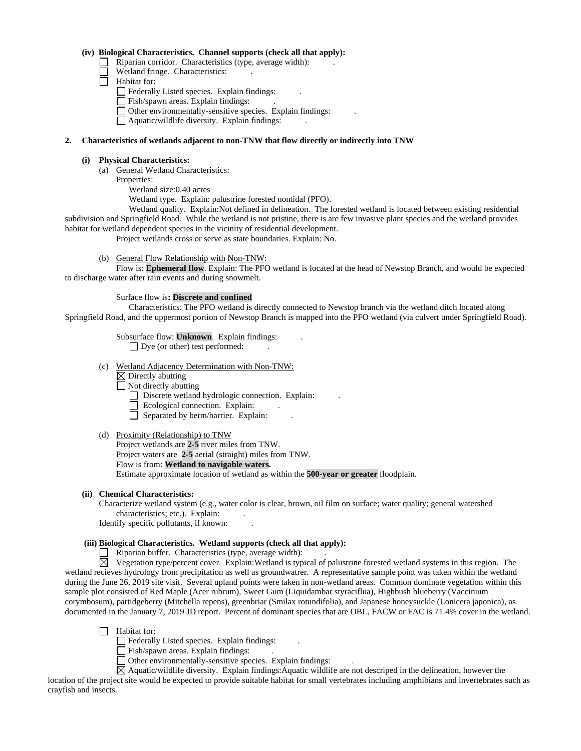**(iv) Biological Characteristics. Channel supports (check all that apply):**

☐ Riparian corridor. Characteristics (type, average width): .

☐ Wetland fringe. Characteristics: .

☐ Habitat for:

- ☐ Federally Listed species. Explain findings: .
- ☐ Fish/spawn areas. Explain findings: .
- ☐ Other environmentally-sensitive species. Explain findings: .
- ☐ Aquatic/wildlife diversity. Explain findings: .

**2. Characteristics of wetlands adjacent to non-TNW that flow directly or indirectly into TNW**

**(i) Physical Characteristics:**

(a) General Wetland Characteristics:

Properties:

Wetland size:0.40 acres

Wetland type. Explain: palustrine forested nontidal (PFO).

Wetland quality. Explain:Not defined in delineation. The forested wetland is located between existing residential subdivision and Springfield Road. While the wetland is not pristine, there is are few invasive plant species and the wetland provides habitat for wetland dependent species in the vicinity of residential development.

Project wetlands cross or serve as state boundaries. Explain: No.

(b) General Flow Relationship with Non-TNW:

Flow is: **Ephemeral flow**. Explain: The PFO wetland is located at the head of Newstop Branch, and would be expected to discharge water after rain events and during snowmelt.

Surface flow is**: Discrete and confined**

Characteristics: The PFO wetland is directly connected to Newstop branch via the wetland ditch located along Springfield Road, and the uppermost portion of Newstop Branch is mapped into the PFO wetland (via culvert under Springfield Road).

Subsurface flow: **Unknown**. Explain findings: .

☐ Dye (or other) test performed: .

(c) Wetland Adjacency Determination with Non-TNW:

☒ Directly abutting

☐ Not directly abutting

- ☐ Discrete wetland hydrologic connection. Explain: .
- ☐ Ecological connection. Explain: .
- ☐ Separated by berm/barrier. Explain: .

(d) Proximity (Relationship) to TNW

Project wetlands are **2-5** river miles from TNW.

Project waters are **2-5** aerial (straight) miles from TNW.

Flow is from: **Wetland to navigable waters.**

Estimate approximate location of wetland as within the **500-year or greater** floodplain.

**(ii) Chemical Characteristics:**

Characterize wetland system (e.g., water color is clear, brown, oil film on surface; water quality; general watershed characteristics; etc.). Explain: .

Identify specific pollutants, if known: .

**(iii) Biological Characteristics. Wetland supports (check all that apply):**

☐ Riparian buffer. Characteristics (type, average width): .

☒ Vegetation type/percent cover. Explain:Wetland is typical of palustrine forested wetland systems in this region. The wetland recieves hydrology from precipitation as well as groundwatrer. A representative sample point was taken within the wetland during the June 26, 2019 site visit. Several upland points were taken in non-wetland areas. Common dominate vegetation within this sample plot consisted of Red Maple (Acer rubrum), Sweet Gum (Liquidambar styraciflua), Highbush blueberry (Vaccinium corymbosum), partidgeberry (Mitchella repens), greenbriar (Smilax rotundifolia), and Japanese honeysuckle (Lonicera japonica), as documented in the January 7, 2019 JD report. Percent of dominant species that are OBL, FACW or FAC is 71.4% cover in the wetland.

☐ Habitat for:

- ☐ Federally Listed species. Explain findings: .
- ☐ Fish/spawn areas. Explain findings: .
- ☐ Other environmentally-sensitive species. Explain findings: .
- ☒ Aquatic/wildlife diversity. Explain findings:Aquatic wildlife are not descriped in the delineation, however the location of the project site would be expected to provide suitable habitat for small vertebrates including amphibians and invertebrates such as crayfish and insects.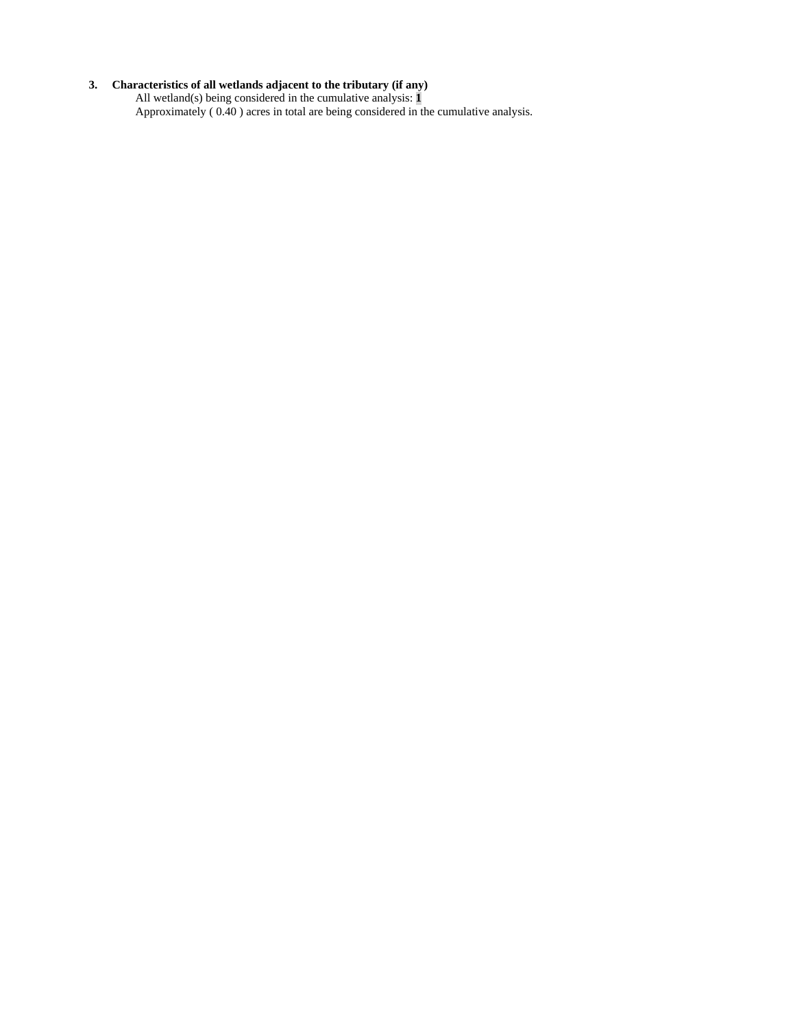**3. Characteristics of all wetlands adjacent to the tributary (if any)**

All wetland(s) being considered in the cumulative analysis: **1**

Approximately ( 0.40 ) acres in total are being considered in the cumulative analysis.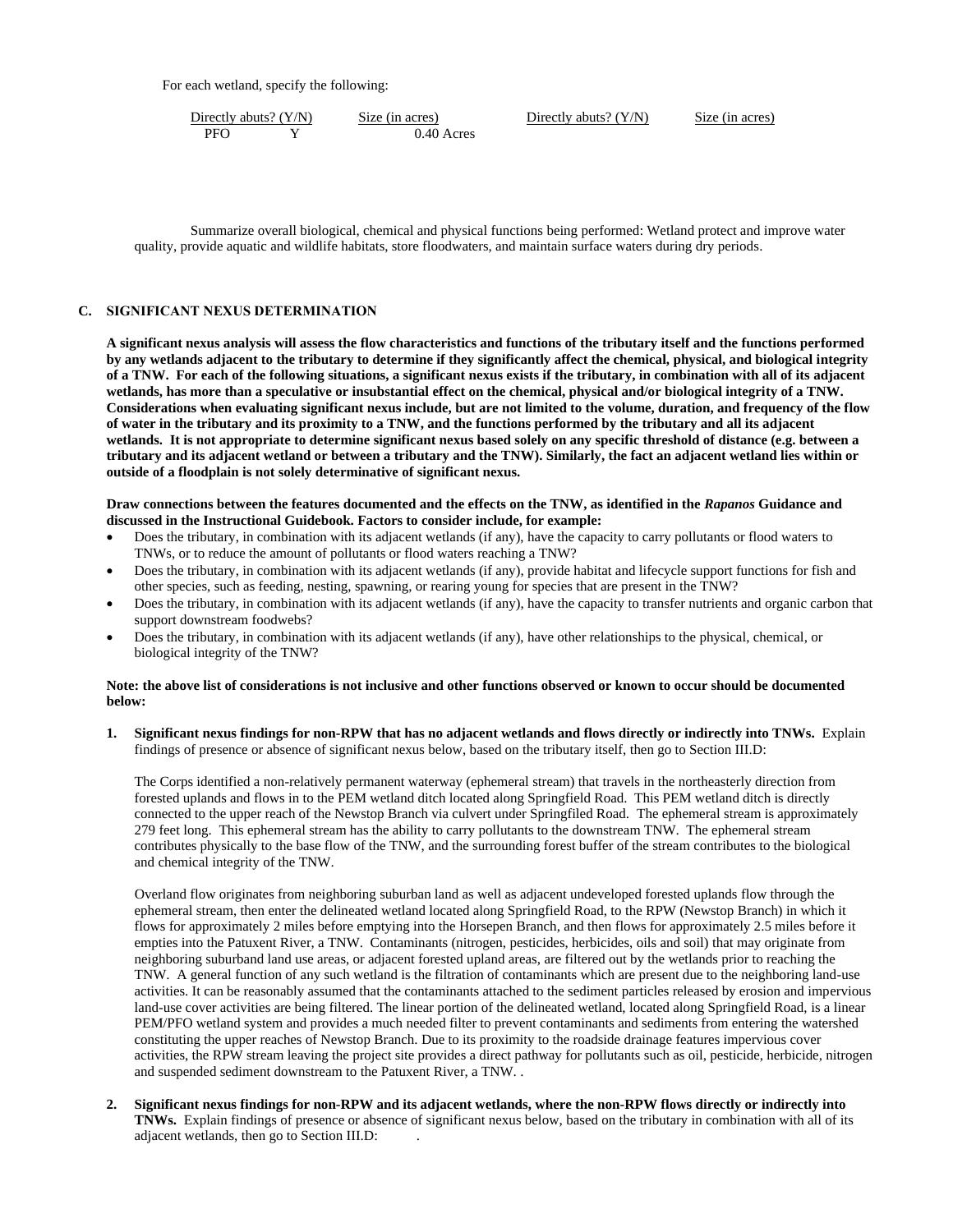For each wetland, specify the following:

| Directly abuts? (Y/N) | | Size (in acres) | Directly abuts? (Y/N) | Size (in acres) |
|---|---|---|---|---|
| PFO | Y | 0.40 Acres | | |

Summarize overall biological, chemical and physical functions being performed: Wetland protect and improve water quality, provide aquatic and wildlife habitats, store floodwaters, and maintain surface waters during dry periods.

## C. SIGNIFICANT NEXUS DETERMINATION

**A significant nexus analysis will assess the flow characteristics and functions of the tributary itself and the functions performed by any wetlands adjacent to the tributary to determine if they significantly affect the chemical, physical, and biological integrity of a TNW. For each of the following situations, a significant nexus exists if the tributary, in combination with all of its adjacent wetlands, has more than a speculative or insubstantial effect on the chemical, physical and/or biological integrity of a TNW. Considerations when evaluating significant nexus include, but are not limited to the volume, duration, and frequency of the flow of water in the tributary and its proximity to a TNW, and the functions performed by the tributary and all its adjacent wetlands. It is not appropriate to determine significant nexus based solely on any specific threshold of distance (e.g. between a tributary and its adjacent wetland or between a tributary and the TNW). Similarly, the fact an adjacent wetland lies within or outside of a floodplain is not solely determinative of significant nexus.**

**Draw connections between the features documented and the effects on the TNW, as identified in the *Rapanos* Guidance and discussed in the Instructional Guidebook. Factors to consider include, for example:**

- Does the tributary, in combination with its adjacent wetlands (if any), have the capacity to carry pollutants or flood waters to TNWs, or to reduce the amount of pollutants or flood waters reaching a TNW?
- Does the tributary, in combination with its adjacent wetlands (if any), provide habitat and lifecycle support functions for fish and other species, such as feeding, nesting, spawning, or rearing young for species that are present in the TNW?
- Does the tributary, in combination with its adjacent wetlands (if any), have the capacity to transfer nutrients and organic carbon that support downstream foodwebs?
- Does the tributary, in combination with its adjacent wetlands (if any), have other relationships to the physical, chemical, or biological integrity of the TNW?

**Note: the above list of considerations is not inclusive and other functions observed or known to occur should be documented below:**

1. **Significant nexus findings for non-RPW that has no adjacent wetlands and flows directly or indirectly into TNWs.** Explain findings of presence or absence of significant nexus below, based on the tributary itself, then go to Section III.D:

   The Corps identified a non-relatively permanent waterway (ephemeral stream) that travels in the northeasterly direction from forested uplands and flows in to the PEM wetland ditch located along Springfield Road. This PEM wetland ditch is directly connected to the upper reach of the Newstop Branch via culvert under Springfiled Road. The ephemeral stream is approximately 279 feet long. This ephemeral stream has the ability to carry pollutants to the downstream TNW. The ephemeral stream contributes physically to the base flow of the TNW, and the surrounding forest buffer of the stream contributes to the biological and chemical integrity of the TNW.

   Overland flow originates from neighboring suburban land as well as adjacent undeveloped forested uplands flow through the ephemeral stream, then enter the delineated wetland located along Springfield Road, to the RPW (Newstop Branch) in which it flows for approximately 2 miles before emptying into the Horsepen Branch, and then flows for approximately 2.5 miles before it empties into the Patuxent River, a TNW. Contaminants (nitrogen, pesticides, herbicides, oils and soil) that may originate from neighboring suburband land use areas, or adjacent forested upland areas, are filtered out by the wetlands prior to reaching the TNW. A general function of any such wetland is the filtration of contaminants which are present due to the neighboring land-use activities. It can be reasonably assumed that the contaminants attached to the sediment particles released by erosion and impervious land-use cover activities are being filtered. The linear portion of the delineated wetland, located along Springfield Road, is a linear PEM/PFO wetland system and provides a much needed filter to prevent contaminants and sediments from entering the watershed constituting the upper reaches of Newstop Branch. Due to its proximity to the roadside drainage features impervious cover activities, the RPW stream leaving the project site provides a direct pathway for pollutants such as oil, pesticide, herbicide, nitrogen and suspended sediment downstream to the Patuxent River, a TNW. .

2. **Significant nexus findings for non-RPW and its adjacent wetlands, where the non-RPW flows directly or indirectly into TNWs.** Explain findings of presence or absence of significant nexus below, based on the tributary in combination with all of its adjacent wetlands, then go to Section III.D: .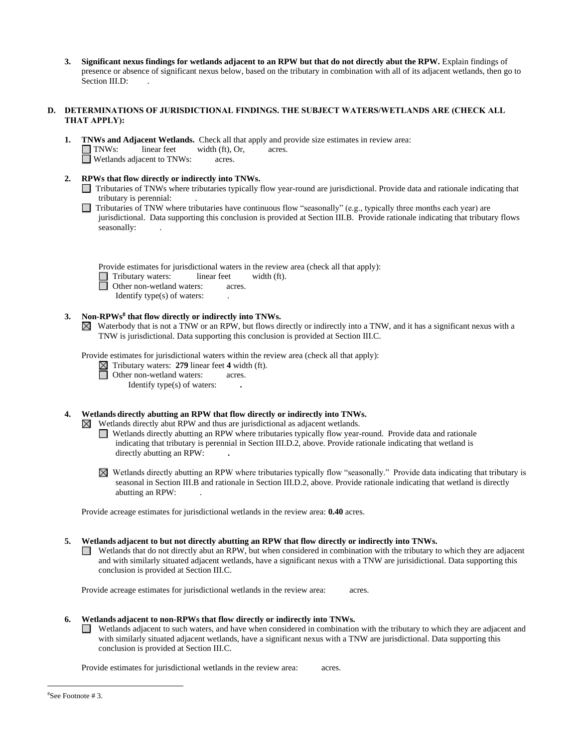3. **Significant nexus findings for wetlands adjacent to an RPW but that do not directly abut the RPW.** Explain findings of presence or absence of significant nexus below, based on the tributary in combination with all of its adjacent wetlands, then go to Section III.D: .

**D. DETERMINATIONS OF JURISDICTIONAL FINDINGS. THE SUBJECT WATERS/WETLANDS ARE (CHECK ALL THAT APPLY):**

1. **TNWs and Adjacent Wetlands.** Check all that apply and provide size estimates in review area:
   ☐ TNWs: linear feet width (ft), Or, acres.
   ☐ Wetlands adjacent to TNWs: acres.

2. **RPWs that flow directly or indirectly into TNWs.**
   ☐ Tributaries of TNWs where tributaries typically flow year-round are jurisdictional. Provide data and rationale indicating that tributary is perennial: .
   ☐ Tributaries of TNW where tributaries have continuous flow "seasonally" (e.g., typically three months each year) are jurisdictional. Data supporting this conclusion is provided at Section III.B. Provide rationale indicating that tributary flows seasonally: .

   Provide estimates for jurisdictional waters in the review area (check all that apply):
   ☐ Tributary waters: linear feet width (ft).
   ☐ Other non-wetland waters: acres.
   Identify type(s) of waters: .

3. **Non-RPWs[8] that flow directly or indirectly into TNWs.**
   ☒ Waterbody that is not a TNW or an RPW, but flows directly or indirectly into a TNW, and it has a significant nexus with a TNW is jurisdictional. Data supporting this conclusion is provided at Section III.C.

   Provide estimates for jurisdictional waters within the review area (check all that apply):
   ☒ Tributary waters: **279** linear feet **4** width (ft).
   ☐ Other non-wetland waters: acres.
   Identify type(s) of waters: **.**

4. **Wetlands directly abutting an RPW that flow directly or indirectly into TNWs.**
   ☒ Wetlands directly abut RPW and thus are jurisdictional as adjacent wetlands.
   ☐ Wetlands directly abutting an RPW where tributaries typically flow year-round. Provide data and rationale indicating that tributary is perennial in Section III.D.2, above. Provide rationale indicating that wetland is directly abutting an RPW: **.**

   ☒ Wetlands directly abutting an RPW where tributaries typically flow "seasonally." Provide data indicating that tributary is seasonal in Section III.B and rationale in Section III.D.2, above. Provide rationale indicating that wetland is directly abutting an RPW: .

   Provide acreage estimates for jurisdictional wetlands in the review area: **0.40** acres.

5. **Wetlands adjacent to but not directly abutting an RPW that flow directly or indirectly into TNWs.**
   ☐ Wetlands that do not directly abut an RPW, but when considered in combination with the tributary to which they are adjacent and with similarly situated adjacent wetlands, have a significant nexus with a TNW are jurisidictional. Data supporting this conclusion is provided at Section III.C.

   Provide acreage estimates for jurisdictional wetlands in the review area: acres.

6. **Wetlands adjacent to non-RPWs that flow directly or indirectly into TNWs.**
   ☐ Wetlands adjacent to such waters, and have when considered in combination with the tributary to which they are adjacent and with similarly situated adjacent wetlands, have a significant nexus with a TNW are jurisdictional. Data supporting this conclusion is provided at Section III.C.

   Provide estimates for jurisdictional wetlands in the review area: acres.

[8]See Footnote # 3.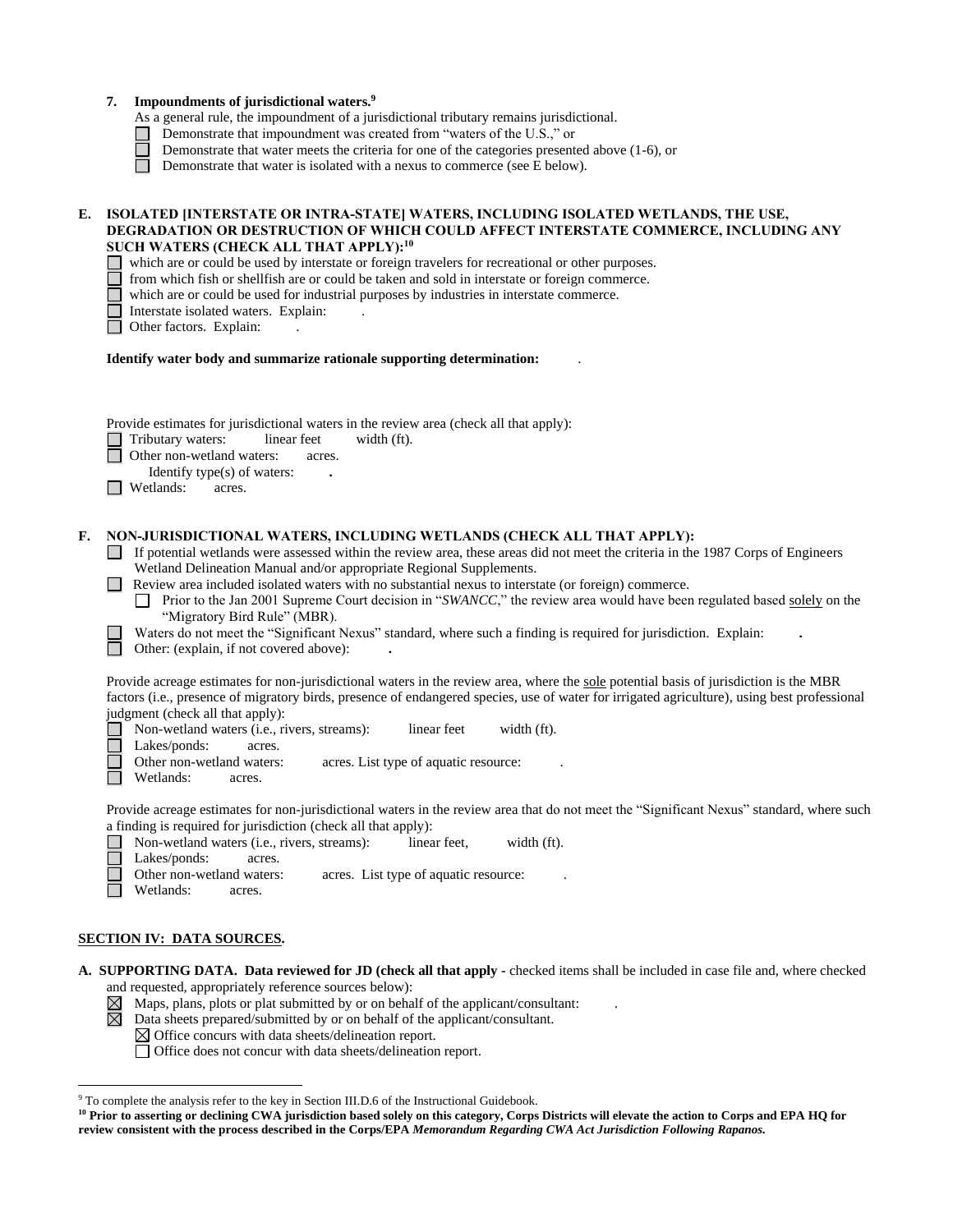**7. Impoundments of jurisdictional waters.**[9]

As a general rule, the impoundment of a jurisdictional tributary remains jurisdictional.

- ☐ Demonstrate that impoundment was created from "waters of the U.S.," or
- ☐ Demonstrate that water meets the criteria for one of the categories presented above (1-6), or
- ☐ Demonstrate that water is isolated with a nexus to commerce (see E below).

**E. ISOLATED [INTERSTATE OR INTRA-STATE] WATERS, INCLUDING ISOLATED WETLANDS, THE USE, DEGRADATION OR DESTRUCTION OF WHICH COULD AFFECT INTERSTATE COMMERCE, INCLUDING ANY SUCH WATERS (CHECK ALL THAT APPLY):**[10]

- ☐ which are or could be used by interstate or foreign travelers for recreational or other purposes.
- ☐ from which fish or shellfish are or could be taken and sold in interstate or foreign commerce.
- ☐ which are or could be used for industrial purposes by industries in interstate commerce.
- ☐ Interstate isolated waters. Explain: .
- ☐ Other factors. Explain: .

**Identify water body and summarize rationale supporting determination:** .

Provide estimates for jurisdictional waters in the review area (check all that apply):

- ☐ Tributary waters: linear feet width (ft).
- ☐ Other non-wetland waters: acres.
  - Identify type(s) of waters: **.**
- ☐ Wetlands: acres.

**F. NON-JURISDICTIONAL WATERS, INCLUDING WETLANDS (CHECK ALL THAT APPLY):**

- ☐ If potential wetlands were assessed within the review area, these areas did not meet the criteria in the 1987 Corps of Engineers Wetland Delineation Manual and/or appropriate Regional Supplements.
- ☐ Review area included isolated waters with no substantial nexus to interstate (or foreign) commerce.
  - ☐ Prior to the Jan 2001 Supreme Court decision in "*SWANCC*," the review area would have been regulated based solely on the "Migratory Bird Rule" (MBR).
- ☐ Waters do not meet the "Significant Nexus" standard, where such a finding is required for jurisdiction. Explain: **.**
- ☐ Other: (explain, if not covered above): **.**

Provide acreage estimates for non-jurisdictional waters in the review area, where the sole potential basis of jurisdiction is the MBR factors (i.e., presence of migratory birds, presence of endangered species, use of water for irrigated agriculture), using best professional judgment (check all that apply):

- ☐ Non-wetland waters (i.e., rivers, streams): linear feet width (ft).
- ☐ Lakes/ponds: acres.
- ☐ Other non-wetland waters: acres. List type of aquatic resource: .
- ☐ Wetlands: acres.

Provide acreage estimates for non-jurisdictional waters in the review area that do not meet the "Significant Nexus" standard, where such a finding is required for jurisdiction (check all that apply):

- ☐ Non-wetland waters (i.e., rivers, streams): linear feet, width (ft).
- ☐ Lakes/ponds: acres.
- ☐ Other non-wetland waters: acres. List type of aquatic resource: .
- ☐ Wetlands: acres.

## SECTION IV: DATA SOURCES.

**A. SUPPORTING DATA. Data reviewed for JD (check all that apply** - checked items shall be included in case file and, where checked and requested, appropriately reference sources below):

- ☒ Maps, plans, plots or plat submitted by or on behalf of the applicant/consultant: .
- ☒ Data sheets prepared/submitted by or on behalf of the applicant/consultant.
  - ☒ Office concurs with data sheets/delineation report.
  - ☐ Office does not concur with data sheets/delineation report.

---

[9] To complete the analysis refer to the key in Section III.D.6 of the Instructional Guidebook.

[10] **Prior to asserting or declining CWA jurisdiction based solely on this category, Corps Districts will elevate the action to Corps and EPA HQ for review consistent with the process described in the Corps/EPA *Memorandum Regarding CWA Act Jurisdiction Following Rapanos.***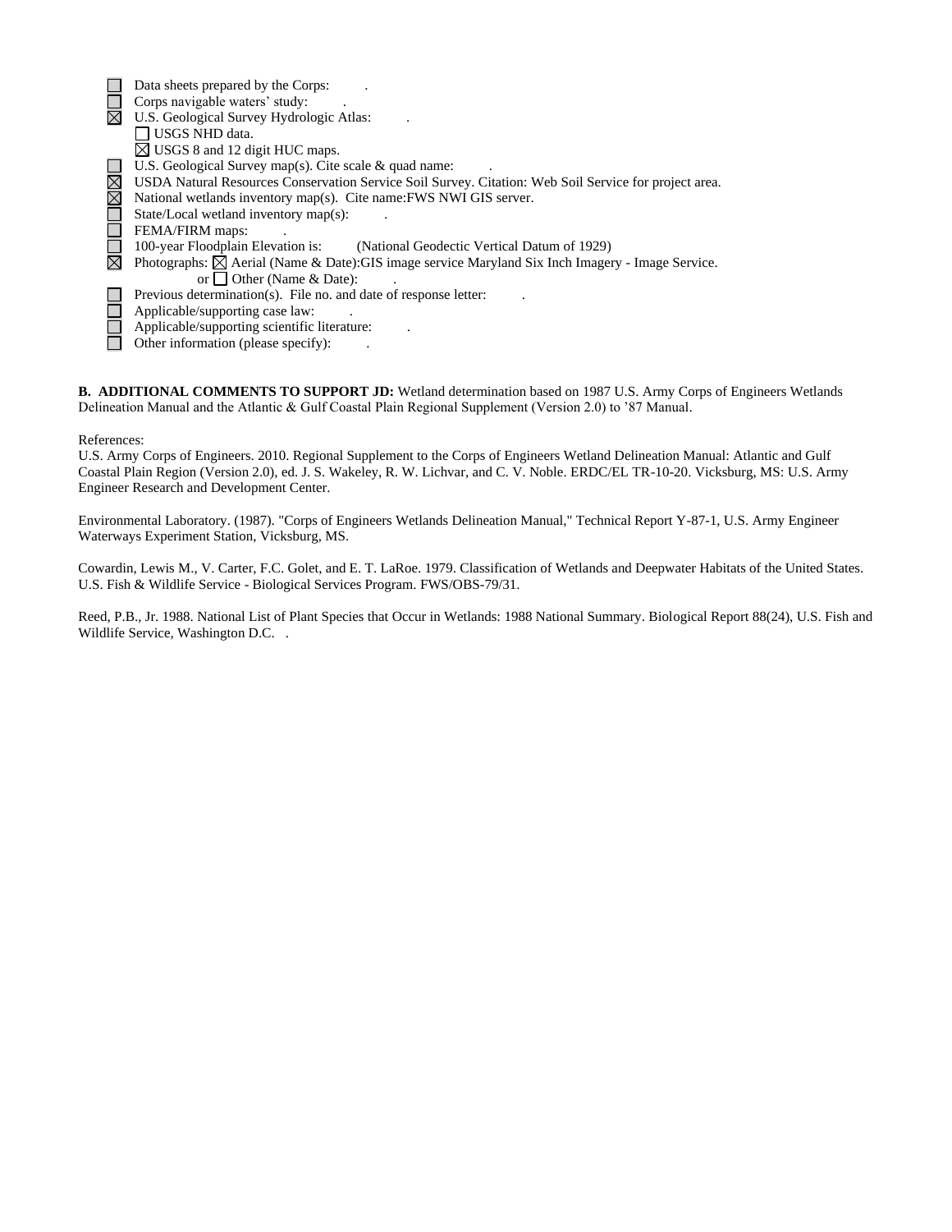- ☐ Data sheets prepared by the Corps: .
- ☐ Corps navigable waters' study: .
- ☒ U.S. Geological Survey Hydrologic Atlas: .
  - ☐ USGS NHD data.
  - ☒ USGS 8 and 12 digit HUC maps.
- ☐ U.S. Geological Survey map(s). Cite scale & quad name: .
- ☒ USDA Natural Resources Conservation Service Soil Survey. Citation: Web Soil Service for project area.
- ☒ National wetlands inventory map(s). Cite name:FWS NWI GIS server.
- ☐ State/Local wetland inventory map(s): .
- ☐ FEMA/FIRM maps: .
- ☐ 100-year Floodplain Elevation is: (National Geodectic Vertical Datum of 1929)
- ☒ Photographs: ☒ Aerial (Name & Date):GIS image service Maryland Six Inch Imagery - Image Service.
  or ☐ Other (Name & Date): .
- ☐ Previous determination(s). File no. and date of response letter: .
- ☐ Applicable/supporting case law: .
- ☐ Applicable/supporting scientific literature: .
- ☐ Other information (please specify): .

**B. ADDITIONAL COMMENTS TO SUPPORT JD:** Wetland determination based on 1987 U.S. Army Corps of Engineers Wetlands Delineation Manual and the Atlantic & Gulf Coastal Plain Regional Supplement (Version 2.0) to '87 Manual.

References:
U.S. Army Corps of Engineers. 2010. Regional Supplement to the Corps of Engineers Wetland Delineation Manual: Atlantic and Gulf Coastal Plain Region (Version 2.0), ed. J. S. Wakeley, R. W. Lichvar, and C. V. Noble. ERDC/EL TR-10-20. Vicksburg, MS: U.S. Army Engineer Research and Development Center.

Environmental Laboratory. (1987). "Corps of Engineers Wetlands Delineation Manual," Technical Report Y-87-1, U.S. Army Engineer Waterways Experiment Station, Vicksburg, MS.

Cowardin, Lewis M., V. Carter, F.C. Golet, and E. T. LaRoe. 1979. Classification of Wetlands and Deepwater Habitats of the United States. U.S. Fish & Wildlife Service - Biological Services Program. FWS/OBS-79/31.

Reed, P.B., Jr. 1988. National List of Plant Species that Occur in Wetlands: 1988 National Summary. Biological Report 88(24), U.S. Fish and Wildlife Service, Washington D.C. .